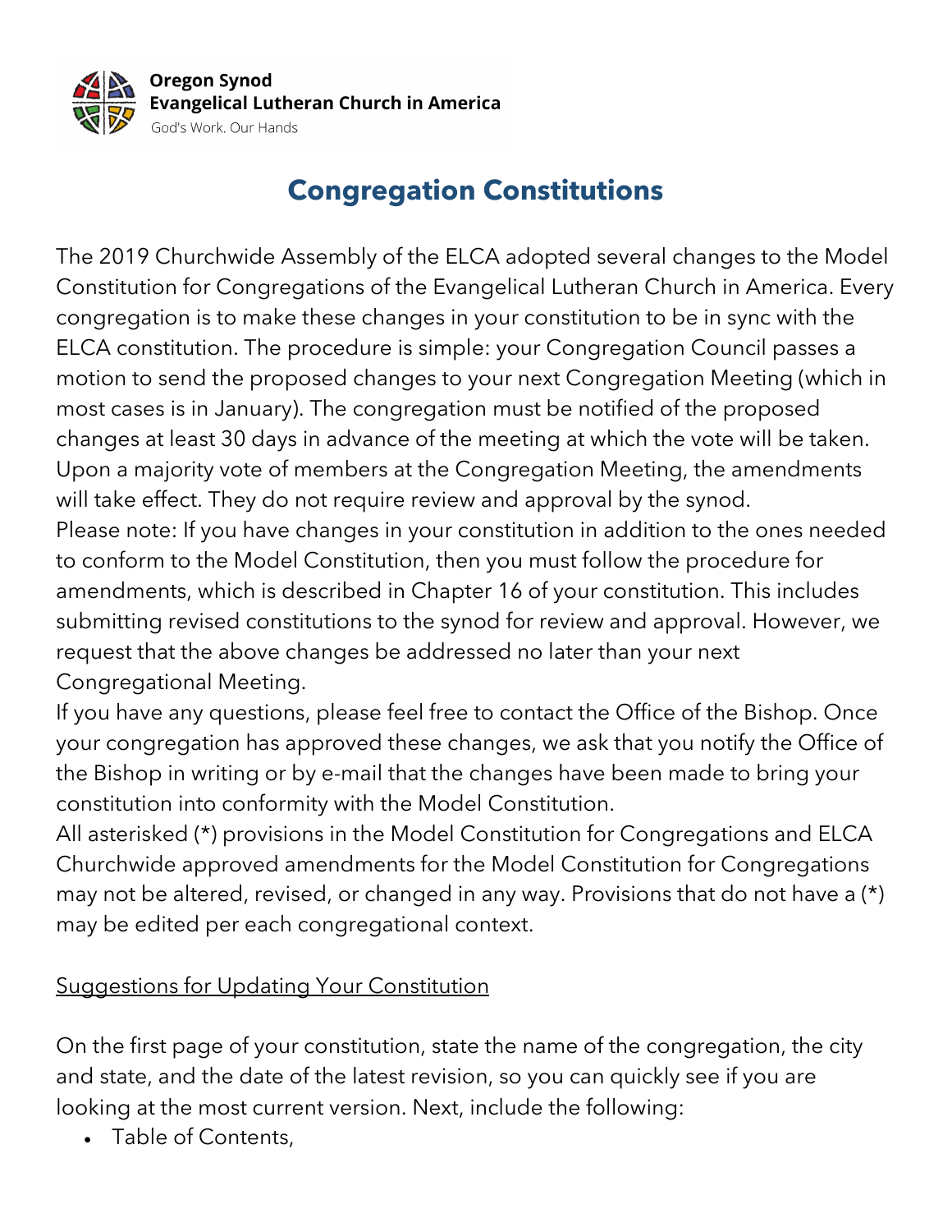**Oregon Synod**
**Evangelical Lutheran Church in America**
God's Work. Our Hands

# Congregation Constitutions

The 2019 Churchwide Assembly of the ELCA adopted several changes to the Model Constitution for Congregations of the Evangelical Lutheran Church in America. Every congregation is to make these changes in your constitution to be in sync with the ELCA constitution. The procedure is simple: your Congregation Council passes a motion to send the proposed changes to your next Congregation Meeting (which in most cases is in January). The congregation must be notified of the proposed changes at least 30 days in advance of the meeting at which the vote will be taken. Upon a majority vote of members at the Congregation Meeting, the amendments will take effect. They do not require review and approval by the synod.

Please note: If you have changes in your constitution in addition to the ones needed to conform to the Model Constitution, then you must follow the procedure for amendments, which is described in Chapter 16 of your constitution. This includes submitting revised constitutions to the synod for review and approval. However, we request that the above changes be addressed no later than your next Congregational Meeting.

If you have any questions, please feel free to contact the Office of the Bishop. Once your congregation has approved these changes, we ask that you notify the Office of the Bishop in writing or by e-mail that the changes have been made to bring your constitution into conformity with the Model Constitution.

All asterisked (*) provisions in the Model Constitution for Congregations and ELCA Churchwide approved amendments for the Model Constitution for Congregations may not be altered, revised, or changed in any way. Provisions that do not have a (*) may be edited per each congregational context.

<u>Suggestions for Updating Your Constitution</u>

On the first page of your constitution, state the name of the congregation, the city and state, and the date of the latest revision, so you can quickly see if you are looking at the most current version. Next, include the following:

- Table of Contents,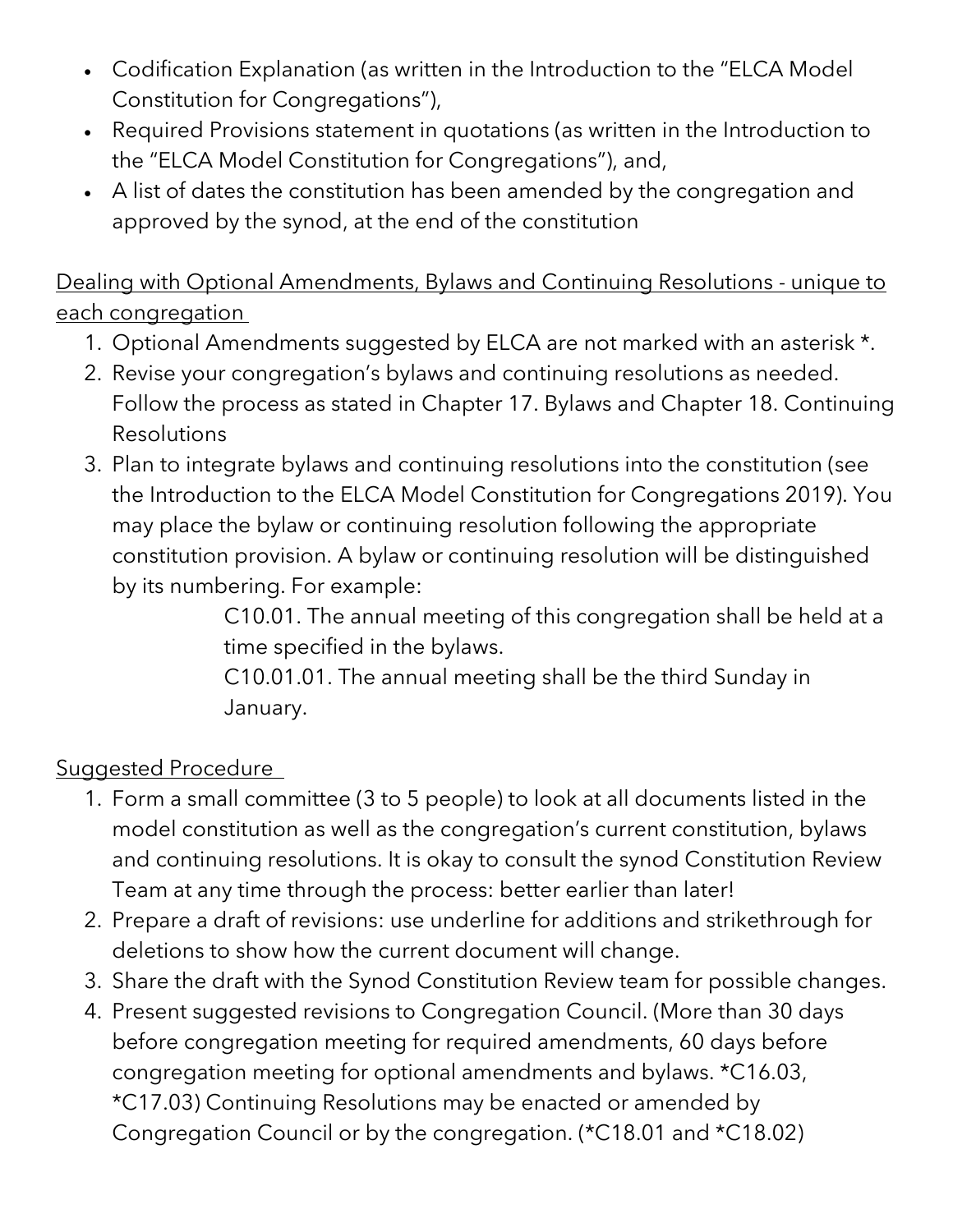- Codification Explanation (as written in the Introduction to the "ELCA Model Constitution for Congregations"),
- Required Provisions statement in quotations (as written in the Introduction to the "ELCA Model Constitution for Congregations"), and,
- A list of dates the constitution has been amended by the congregation and approved by the synod, at the end of the constitution

<u>Dealing with Optional Amendments, Bylaws and Continuing Resolutions - unique to each congregation</u>

1. Optional Amendments suggested by ELCA are not marked with an asterisk *.
2. Revise your congregation's bylaws and continuing resolutions as needed. Follow the process as stated in Chapter 17. Bylaws and Chapter 18. Continuing Resolutions
3. Plan to integrate bylaws and continuing resolutions into the constitution (see the Introduction to the ELCA Model Constitution for Congregations 2019). You may place the bylaw or continuing resolution following the appropriate constitution provision. A bylaw or continuing resolution will be distinguished by its numbering. For example:

    C10.01. The annual meeting of this congregation shall be held at a time specified in the bylaws.

    C10.01.01. The annual meeting shall be the third Sunday in January.

<u>Suggested Procedure</u>

1. Form a small committee (3 to 5 people) to look at all documents listed in the model constitution as well as the congregation's current constitution, bylaws and continuing resolutions. It is okay to consult the synod Constitution Review Team at any time through the process: better earlier than later!
2. Prepare a draft of revisions: use underline for additions and strikethrough for deletions to show how the current document will change.
3. Share the draft with the Synod Constitution Review team for possible changes.
4. Present suggested revisions to Congregation Council. (More than 30 days before congregation meeting for required amendments, 60 days before congregation meeting for optional amendments and bylaws. *C16.03, *C17.03) Continuing Resolutions may be enacted or amended by Congregation Council or by the congregation. (*C18.01 and *C18.02)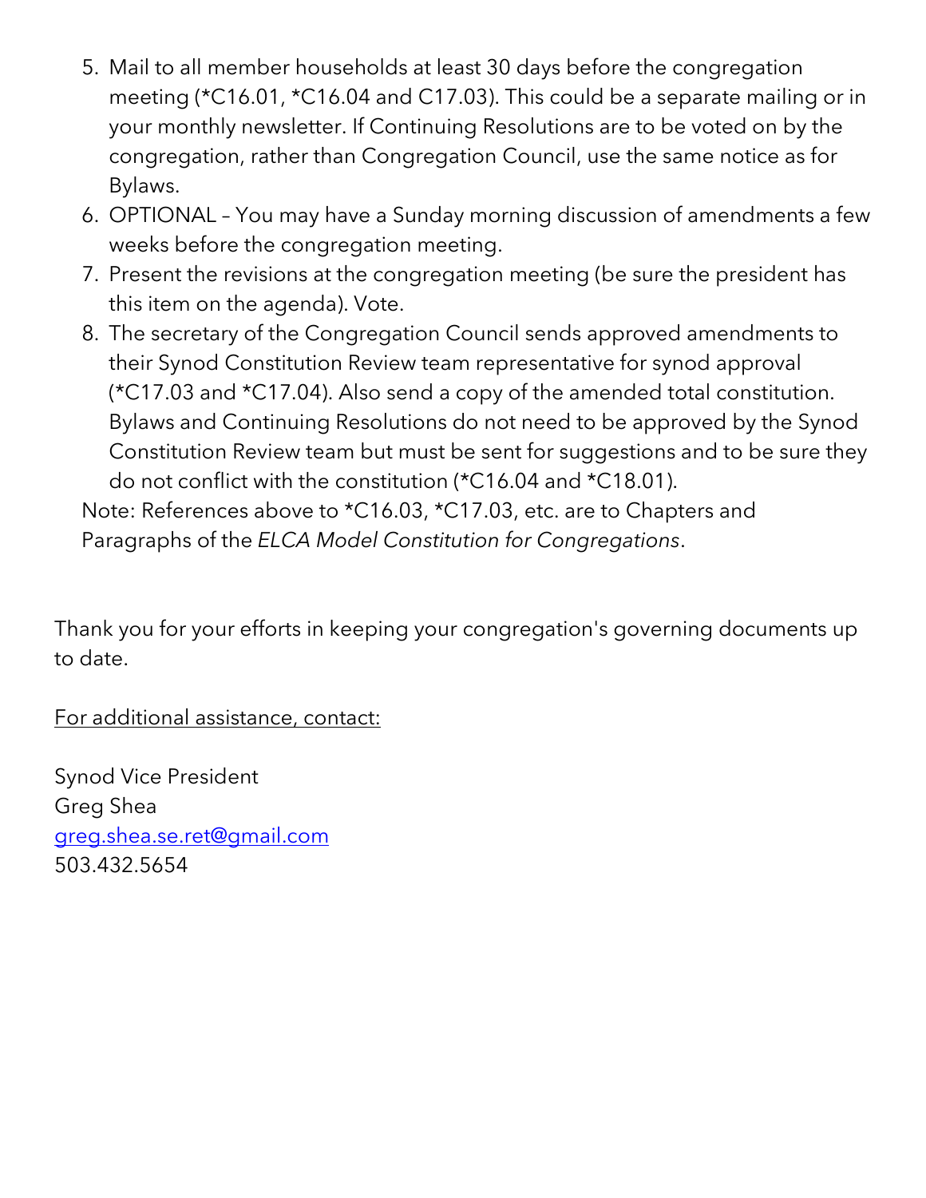5. Mail to all member households at least 30 days before the congregation meeting (*C16.01, *C16.04 and C17.03). This could be a separate mailing or in your monthly newsletter. If Continuing Resolutions are to be voted on by the congregation, rather than Congregation Council, use the same notice as for Bylaws.
6. OPTIONAL – You may have a Sunday morning discussion of amendments a few weeks before the congregation meeting.
7. Present the revisions at the congregation meeting (be sure the president has this item on the agenda). Vote.
8. The secretary of the Congregation Council sends approved amendments to their Synod Constitution Review team representative for synod approval (*C17.03 and *C17.04). Also send a copy of the amended total constitution. Bylaws and Continuing Resolutions do not need to be approved by the Synod Constitution Review team but must be sent for suggestions and to be sure they do not conflict with the constitution (*C16.04 and *C18.01).

Note: References above to *C16.03, *C17.03, etc. are to Chapters and Paragraphs of the *ELCA Model Constitution for Congregations*.

Thank you for your efforts in keeping your congregation's governing documents up to date.

<u>For additional assistance, contact:</u>

Synod Vice President
Greg Shea
[greg.shea.se.ret@gmail.com](mailto:greg.shea.se.ret@gmail.com)
503.432.5654